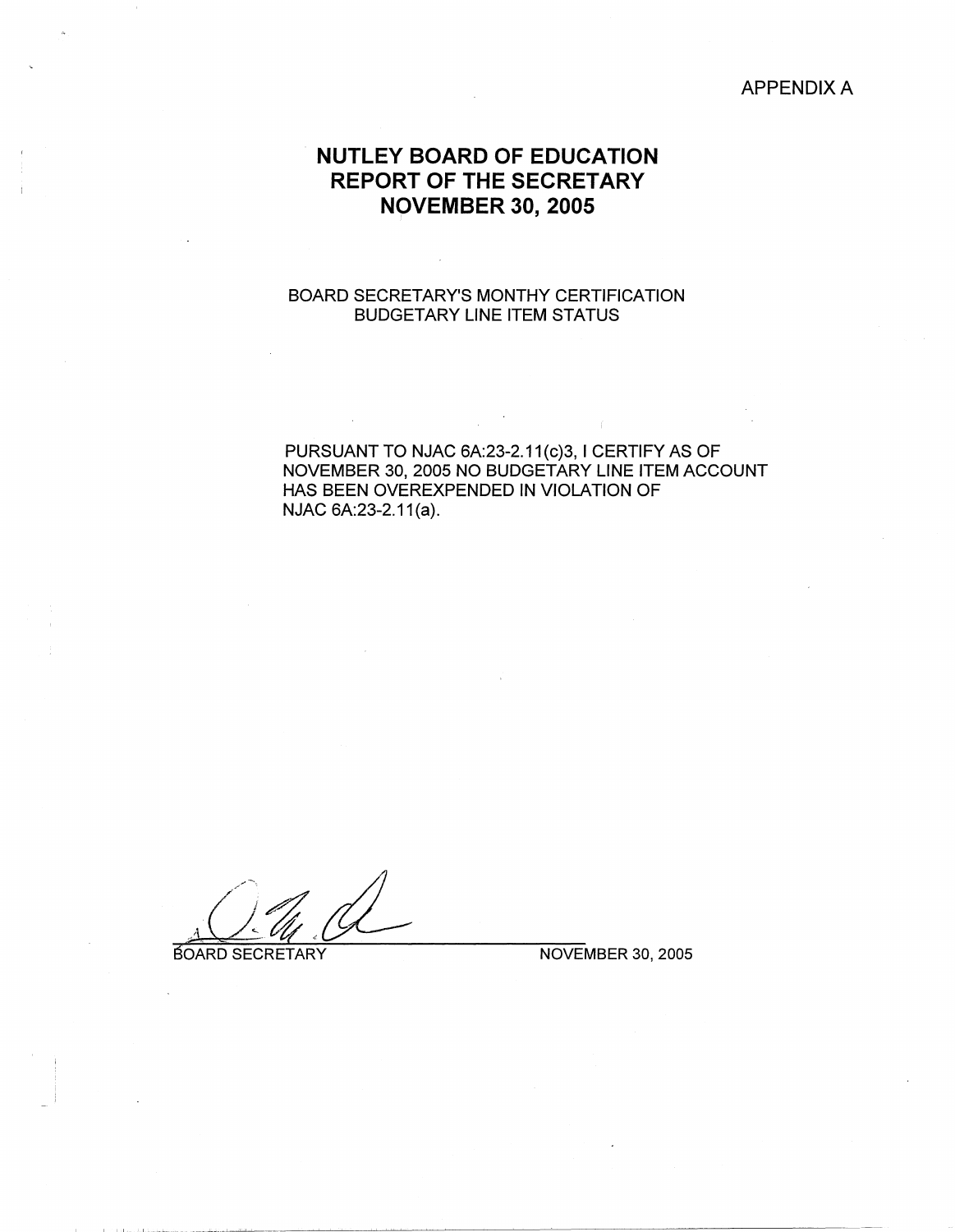APPENDIX A

# NUTLEY BOARD OF EDUCATION
# REPORT OF THE SECRETARY
# NOVEMBER 30, 2005

BOARD SECRETARY'S MONTHY CERTIFICATION
BUDGETARY LINE ITEM STATUS

PURSUANT TO NJAC 6A:23-2.11(c)3, I CERTIFY AS OF NOVEMBER 30, 2005 NO BUDGETARY LINE ITEM ACCOUNT HAS BEEN OVEREXPENDED IN VIOLATION OF NJAC 6A:23-2.11(a).

BOARD SECRETARY

NOVEMBER 30, 2005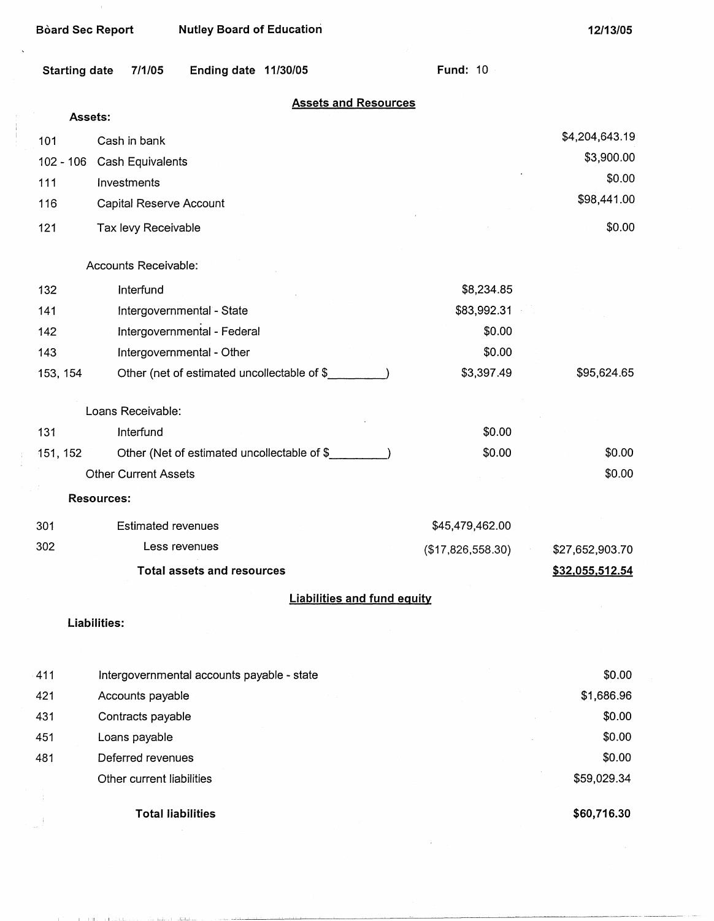Board Sec Report &nbsp;&nbsp;&nbsp; Nutley Board of Education &nbsp;&nbsp;&nbsp; 12/13/05

Starting date 7/1/05 &nbsp;&nbsp;&nbsp; Ending date 11/30/05 &nbsp;&nbsp;&nbsp; Fund: 10

## Assets and Resources

| Code | Description | | Amount |
|---|---|---|---|
| | **Assets:** | | |
| 101 | Cash in bank | | $4,204,643.19 |
| 102 - 106 | Cash Equivalents | | $3,900.00 |
| 111 | Investments | | $0.00 |
| 116 | Capital Reserve Account | | $98,441.00 |
| 121 | Tax levy Receivable | | $0.00 |
| | Accounts Receivable: | | |
| 132 | Interfund | $8,234.85 | |
| 141 | Intergovernmental - State | $83,992.31 | |
| 142 | Intergovernmental - Federal | $0.00 | |
| 143 | Intergovernmental - Other | $0.00 | |
| 153, 154 | Other (net of estimated uncollectable of $________) | $3,397.49 | $95,624.65 |
| | Loans Receivable: | | |
| 131 | Interfund | $0.00 | |
| 151, 152 | Other (Net of estimated uncollectable of $________) | $0.00 | $0.00 |
| | Other Current Assets | | $0.00 |
| | **Resources:** | | |
| 301 | Estimated revenues | $45,479,462.00 | |
| 302 | Less revenues | ($17,826,558.30) | $27,652,903.70 |
| | **Total assets and resources** | | **$32,055,512.54** |

## Liabilities and fund equity

| Code | Description | Amount |
|---|---|---|
| | **Liabilities:** | |
| 411 | Intergovernmental accounts payable - state | $0.00 |
| 421 | Accounts payable | $1,686.96 |
| 431 | Contracts payable | $0.00 |
| 451 | Loans payable | $0.00 |
| 481 | Deferred revenues | $0.00 |
| | Other current liabilities | $59,029.34 |
| | **Total liabilities** | **$60,716.30** |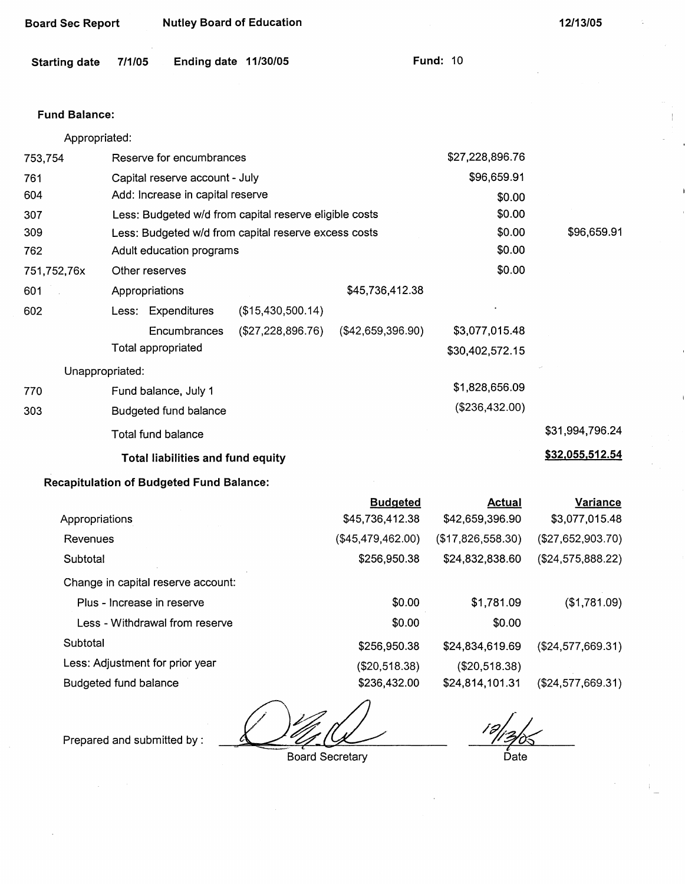**Board Sec Report** **Nutley Board of Education** **12/13/05**

**Starting date** 7/1/05 **Ending date** 11/30/05 **Fund:** 10

**Fund Balance:**

| | | | | | |
|---|---|---|---|---|---|
| Appropriated: | | | | | |
| 753,754 | Reserve for encumbrances | | | $27,228,896.76 | |
| 761 | Capital reserve account - July | | | $96,659.91 | |
| 604 | Add: Increase in capital reserve | | | $0.00 | |
| 307 | Less: Budgeted w/d from capital reserve eligible costs | | | $0.00 | |
| 309 | Less: Budgeted w/d from capital reserve excess costs | | | $0.00 | $96,659.91 |
| 762 | Adult education programs | | | $0.00 | |
| 751,752,76x | Other reserves | | | $0.00 | |
| 601 | Appropriations | | $45,736,412.38 | | |
| 602 | Less: Expenditures | ($15,430,500.14) | | | |
| | Encumbrances | ($27,228,896.76) | ($42,659,396.90) | $3,077,015.48 | |
| | Total appropriated | | | $30,402,572.15 | |
| Unappropriated: | | | | | |
| 770 | Fund balance, July 1 | | | $1,828,656.09 | |
| 303 | Budgeted fund balance | | | ($236,432.00) | |
| | Total fund balance | | | | $31,994,796.24 |
| | **Total liabilities and fund equity** | | | | **$32,055,512.54** |

**Recapitulation of Budgeted Fund Balance:**

| | Budgeted | Actual | Variance |
|---|---|---|---|
| Appropriations | $45,736,412.38 | $42,659,396.90 | $3,077,015.48 |
| Revenues | ($45,479,462.00) | ($17,826,558.30) | ($27,652,903.70) |
| Subtotal | $256,950.38 | $24,832,838.60 | ($24,575,888.22) |
| Change in capital reserve account: | | | |
| Plus - Increase in reserve | $0.00 | $1,781.09 | ($1,781.09) |
| Less - Withdrawal from reserve | $0.00 | $0.00 | |
| Subtotal | $256,950.38 | $24,834,619.69 | ($24,577,669.31) |
| Less: Adjustment for prior year | ($20,518.38) | ($20,518.38) | |
| Budgeted fund balance | $236,432.00 | $24,814,101.31 | ($24,577,669.31) |

Prepared and submitted by : ______________________ Board Secretary 12/13/05 Date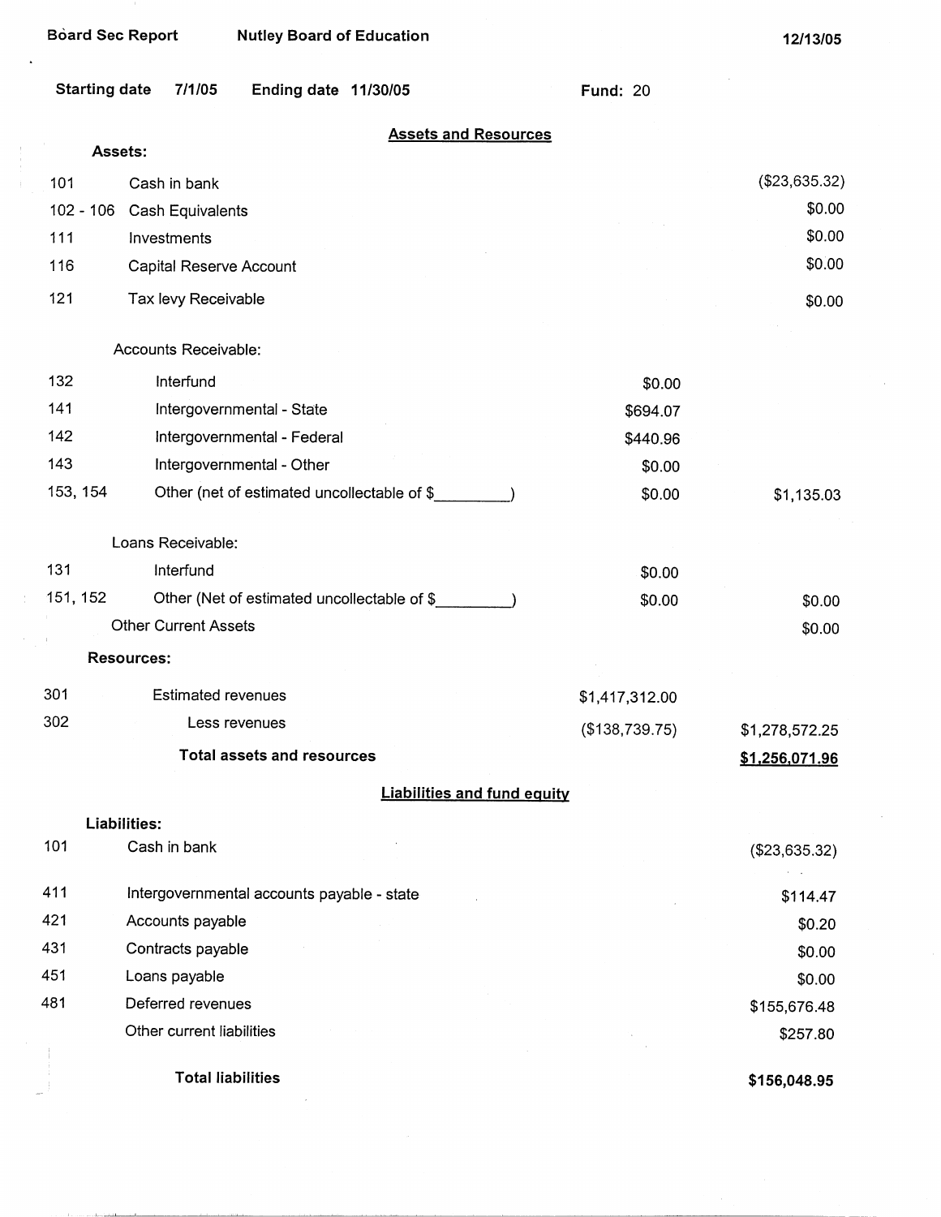Board Sec Report    Nutley Board of Education    12/13/05

Starting date 7/1/05    Ending date 11/30/05    Fund: 20

## Assets and Resources

| | | | |
|---|---|---|---|
| **Assets:** | | | |
| 101 | Cash in bank | | ($23,635.32) |
| 102 - 106 | Cash Equivalents | | $0.00 |
| 111 | Investments | | $0.00 |
| 116 | Capital Reserve Account | | $0.00 |
| 121 | Tax levy Receivable | | $0.00 |
| | Accounts Receivable: | | |
| 132 | Interfund | $0.00 | |
| 141 | Intergovernmental - State | $694.07 | |
| 142 | Intergovernmental - Federal | $440.96 | |
| 143 | Intergovernmental - Other | $0.00 | |
| 153, 154 | Other (net of estimated uncollectable of $_________) | $0.00 | $1,135.03 |
| | Loans Receivable: | | |
| 131 | Interfund | $0.00 | |
| 151, 152 | Other (Net of estimated uncollectable of $_________) | $0.00 | $0.00 |
| | Other Current Assets | | $0.00 |
| **Resources:** | | | |
| 301 | Estimated revenues | $1,417,312.00 | |
| 302 | Less revenues | ($138,739.75) | $1,278,572.25 |
| | **Total assets and resources** | | **$1,256,071.96** |

## Liabilities and fund equity

| | | |
|---|---|---|
| **Liabilities:** | | |
| 101 | Cash in bank | ($23,635.32) |
| 411 | Intergovernmental accounts payable - state | $114.47 |
| 421 | Accounts payable | $0.20 |
| 431 | Contracts payable | $0.00 |
| 451 | Loans payable | $0.00 |
| 481 | Deferred revenues | $155,676.48 |
| | Other current liabilities | $257.80 |
| | **Total liabilities** | **$156,048.95** |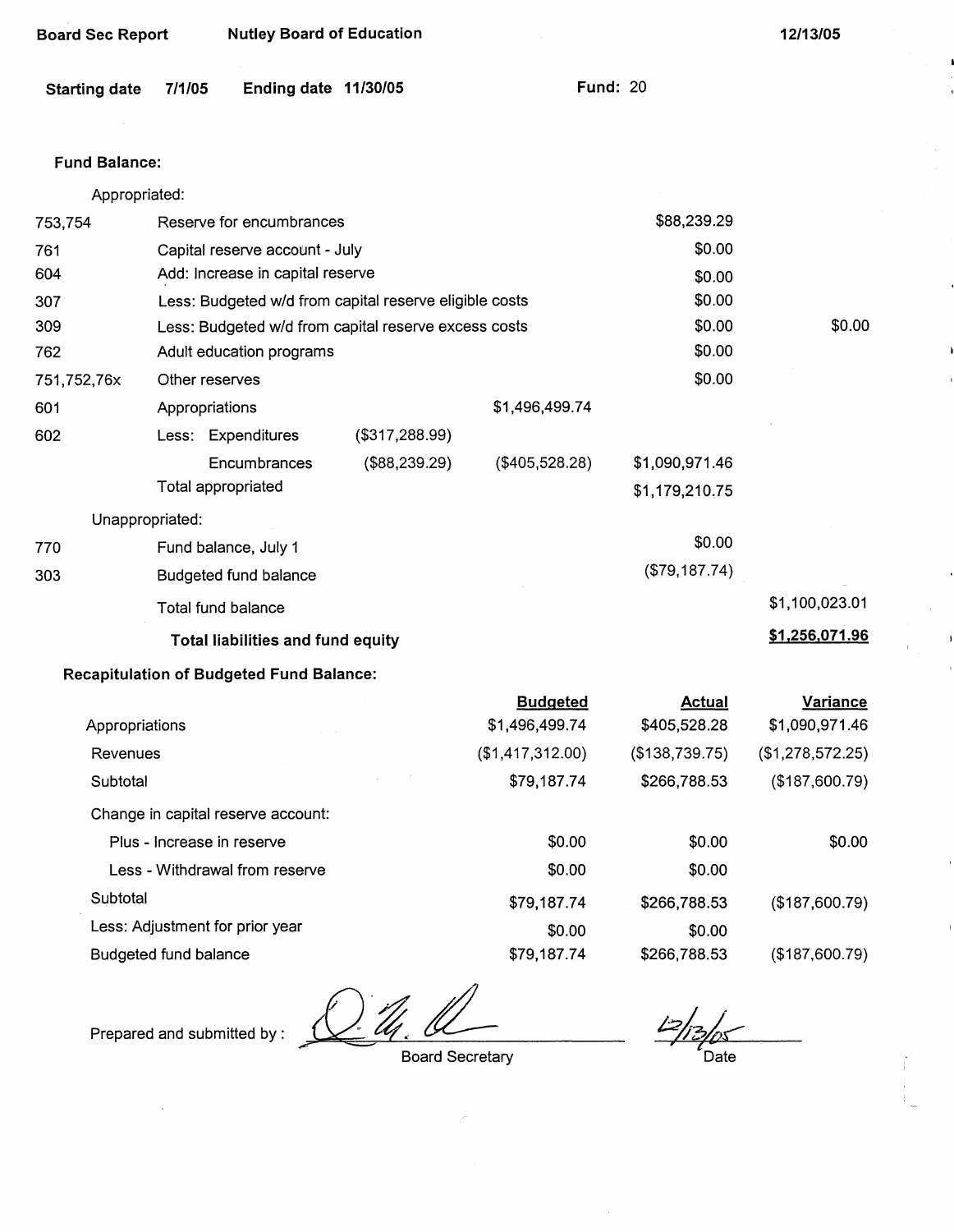**Board Sec Report** **Nutley Board of Education** **12/13/05**

**Starting date** 7/1/05 **Ending date** 11/30/05 **Fund:** 20

**Fund Balance:**

Appropriated:

| | | | | | |
|---|---|---|---|---|---|
| 753,754 | Reserve for encumbrances | | | $88,239.29 | |
| 761 | Capital reserve account - July | | | $0.00 | |
| 604 | Add: Increase in capital reserve | | | $0.00 | |
| 307 | Less: Budgeted w/d from capital reserve eligible costs | | | $0.00 | |
| 309 | Less: Budgeted w/d from capital reserve excess costs | | | $0.00 | $0.00 |
| 762 | Adult education programs | | | $0.00 | |
| 751,752,76x | Other reserves | | | $0.00 | |
| 601 | Appropriations | | $1,496,499.74 | | |
| 602 | Less: Expenditures | ($317,288.99) | | | |
| | Encumbrances | ($88,239.29) | ($405,528.28) | $1,090,971.46 | |
| | Total appropriated | | | $1,179,210.75 | |

Unappropriated:

| | | | |
|---|---|---|---|
| 770 | Fund balance, July 1 | $0.00 | |
| 303 | Budgeted fund balance | ($79,187.74) | |
| | Total fund balance | | $1,100,023.01 |
| | **Total liabilities and fund equity** | | **$1,256,071.96** |

**Recapitulation of Budgeted Fund Balance:**

| | Budgeted | Actual | Variance |
|---|---|---|---|
| Appropriations | $1,496,499.74 | $405,528.28 | $1,090,971.46 |
| Revenues | ($1,417,312.00) | ($138,739.75) | ($1,278,572.25) |
| Subtotal | $79,187.74 | $266,788.53 | ($187,600.79) |
| Change in capital reserve account: | | | |
| Plus - Increase in reserve | $0.00 | $0.00 | $0.00 |
| Less - Withdrawal from reserve | $0.00 | $0.00 | |
| Subtotal | $79,187.74 | $266,788.53 | ($187,600.79) |
| Less: Adjustment for prior year | $0.00 | $0.00 | |
| Budgeted fund balance | $79,187.74 | $266,788.53 | ($187,600.79) |

Prepared and submitted by : _____________________ Board Secretary 12/13/05 Date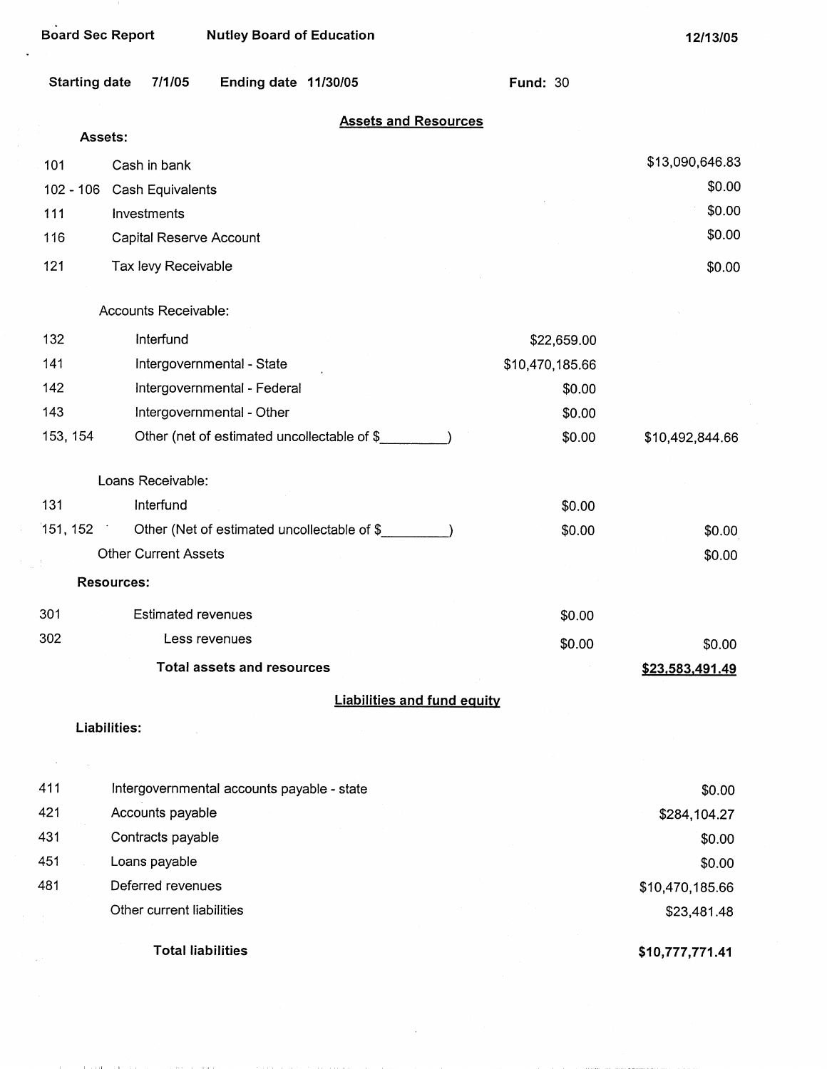Board Sec Report | Nutley Board of Education | 12/13/05

Starting date 7/1/05 | Ending date 11/30/05 | Fund: 30

## Assets and Resources

| Code | Description | | |
|---|---|---|---|
| | **Assets:** | | |
| 101 | Cash in bank | | $13,090,646.83 |
| 102 - 106 | Cash Equivalents | | $0.00 |
| 111 | Investments | | $0.00 |
| 116 | Capital Reserve Account | | $0.00 |
| 121 | Tax levy Receivable | | $0.00 |
| | Accounts Receivable: | | |
| 132 | Interfund | $22,659.00 | |
| 141 | Intergovernmental - State | $10,470,185.66 | |
| 142 | Intergovernmental - Federal | $0.00 | |
| 143 | Intergovernmental - Other | $0.00 | |
| 153, 154 | Other (net of estimated uncollectable of $_________) | $0.00 | $10,492,844.66 |
| | Loans Receivable: | | |
| 131 | Interfund | $0.00 | |
| 151, 152 | Other (Net of estimated uncollectable of $_________) | $0.00 | $0.00 |
| | Other Current Assets | | $0.00 |
| | **Resources:** | | |
| 301 | Estimated revenues | $0.00 | |
| 302 | Less revenues | $0.00 | $0.00 |
| | **Total assets and resources** | | **$23,583,491.49** |

## Liabilities and fund equity

| Code | Description | |
|---|---|---|
| | **Liabilities:** | |
| 411 | Intergovernmental accounts payable - state | $0.00 |
| 421 | Accounts payable | $284,104.27 |
| 431 | Contracts payable | $0.00 |
| 451 | Loans payable | $0.00 |
| 481 | Deferred revenues | $10,470,185.66 |
| | Other current liabilities | $23,481.48 |
| | **Total liabilities** | **$10,777,771.41** |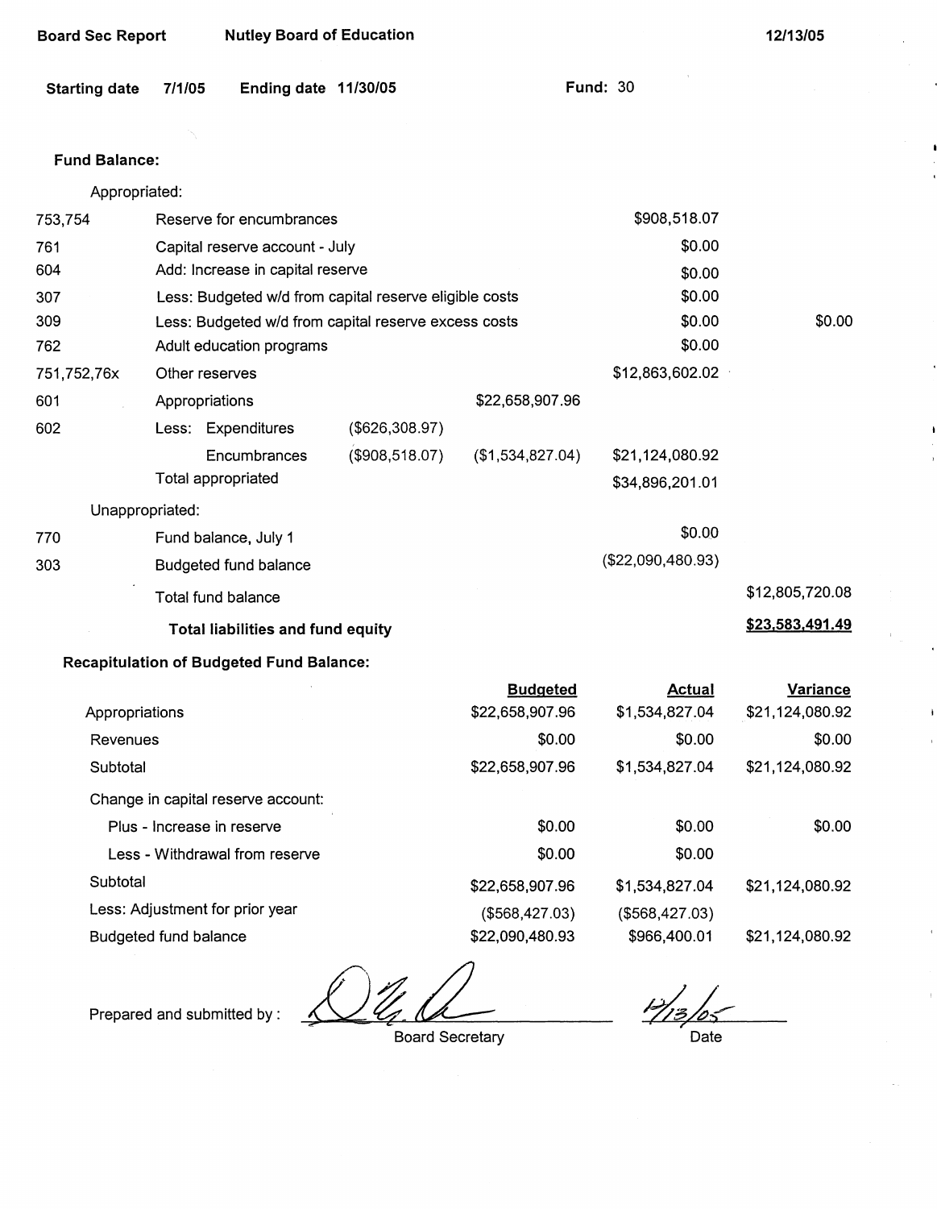**Board Sec Report** **Nutley Board of Education** **12/13/05**

**Starting date** **7/1/05** **Ending date** **11/30/05** **Fund:** 30

**Fund Balance:**

| | | | | | |
|---|---|---|---|---|---|
| | Appropriated: | | | | |
| 753,754 | Reserve for encumbrances | | | $908,518.07 | |
| 761 | Capital reserve account - July | | | $0.00 | |
| 604 | Add: Increase in capital reserve | | | $0.00 | |
| 307 | Less: Budgeted w/d from capital reserve eligible costs | | | $0.00 | |
| 309 | Less: Budgeted w/d from capital reserve excess costs | | | $0.00 | $0.00 |
| 762 | Adult education programs | | | $0.00 | |
| 751,752,76x | Other reserves | | | $12,863,602.02 | |
| 601 | Appropriations | | $22,658,907.96 | | |
| 602 | Less: Expenditures | ($626,308.97) | | | |
| | Encumbrances | ($908,518.07) | ($1,534,827.04) | $21,124,080.92 | |
| | Total appropriated | | | $34,896,201.01 | |
| | Unappropriated: | | | | |
| 770 | Fund balance, July 1 | | | $0.00 | |
| 303 | Budgeted fund balance | | | ($22,090,480.93) | |
| | Total fund balance | | | | $12,805,720.08 |
| | **Total liabilities and fund equity** | | | | **$23,583,491.49** |

**Recapitulation of Budgeted Fund Balance:**

| | Budgeted | Actual | Variance |
|---|---|---|---|
| Appropriations | $22,658,907.96 | $1,534,827.04 | $21,124,080.92 |
| Revenues | $0.00 | $0.00 | $0.00 |
| Subtotal | $22,658,907.96 | $1,534,827.04 | $21,124,080.92 |
| Change in capital reserve account: | | | |
| Plus - Increase in reserve | $0.00 | $0.00 | $0.00 |
| Less - Withdrawal from reserve | $0.00 | $0.00 | |
| Subtotal | $22,658,907.96 | $1,534,827.04 | $21,124,080.92 |
| Less: Adjustment for prior year | ($568,427.03) | ($568,427.03) | |
| Budgeted fund balance | $22,090,480.93 | $966,400.01 | $21,124,080.92 |

Prepared and submitted by : ____________________ Board Secretary

12/13/05 Date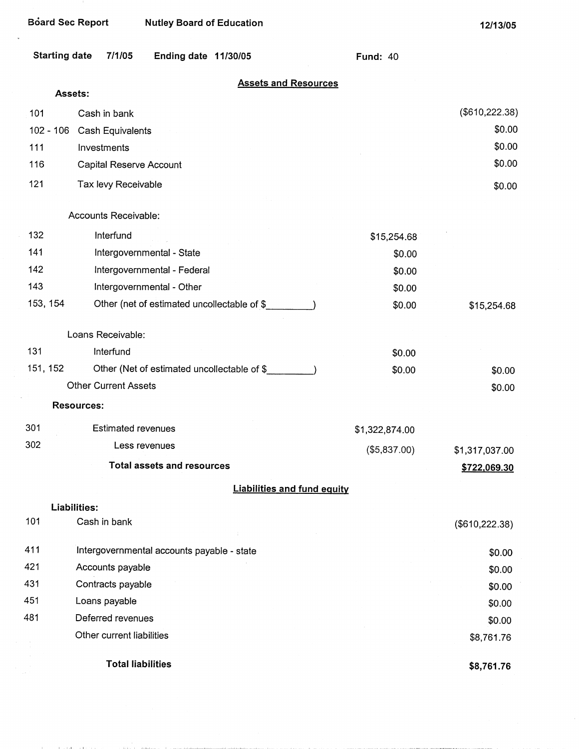Board Sec Report　　Nutley Board of Education　　12/13/05

Starting date 7/1/05　　Ending date 11/30/05　　Fund: 40

## Assets and Resources

**Assets:**

| | | | |
|---|---|---|---|
| 101 | Cash in bank | | ($610,222.38) |
| 102 - 106 | Cash Equivalents | | $0.00 |
| 111 | Investments | | $0.00 |
| 116 | Capital Reserve Account | | $0.00 |
| 121 | Tax levy Receivable | | $0.00 |
| | Accounts Receivable: | | |
| 132 | Interfund | $15,254.68 | |
| 141 | Intergovernmental - State | $0.00 | |
| 142 | Intergovernmental - Federal | $0.00 | |
| 143 | Intergovernmental - Other | $0.00 | |
| 153, 154 | Other (net of estimated uncollectable of $_________) | $0.00 | $15,254.68 |
| | Loans Receivable: | | |
| 131 | Interfund | $0.00 | |
| 151, 152 | Other (Net of estimated uncollectable of $_________) | $0.00 | $0.00 |
| | Other Current Assets | | $0.00 |

**Resources:**

| | | | |
|---|---|---|---|
| 301 | Estimated revenues | $1,322,874.00 | |
| 302 | Less revenues | ($5,837.00) | $1,317,037.00 |
| | **Total assets and resources** | | **$722,069.30** |

## Liabilities and fund equity

**Liabilities:**

| | | |
|---|---|---|
| 101 | Cash in bank | ($610,222.38) |
| 411 | Intergovernmental accounts payable - state | $0.00 |
| 421 | Accounts payable | $0.00 |
| 431 | Contracts payable | $0.00 |
| 451 | Loans payable | $0.00 |
| 481 | Deferred revenues | $0.00 |
| | Other current liabilities | $8,761.76 |
| | **Total liabilities** | **$8,761.76** |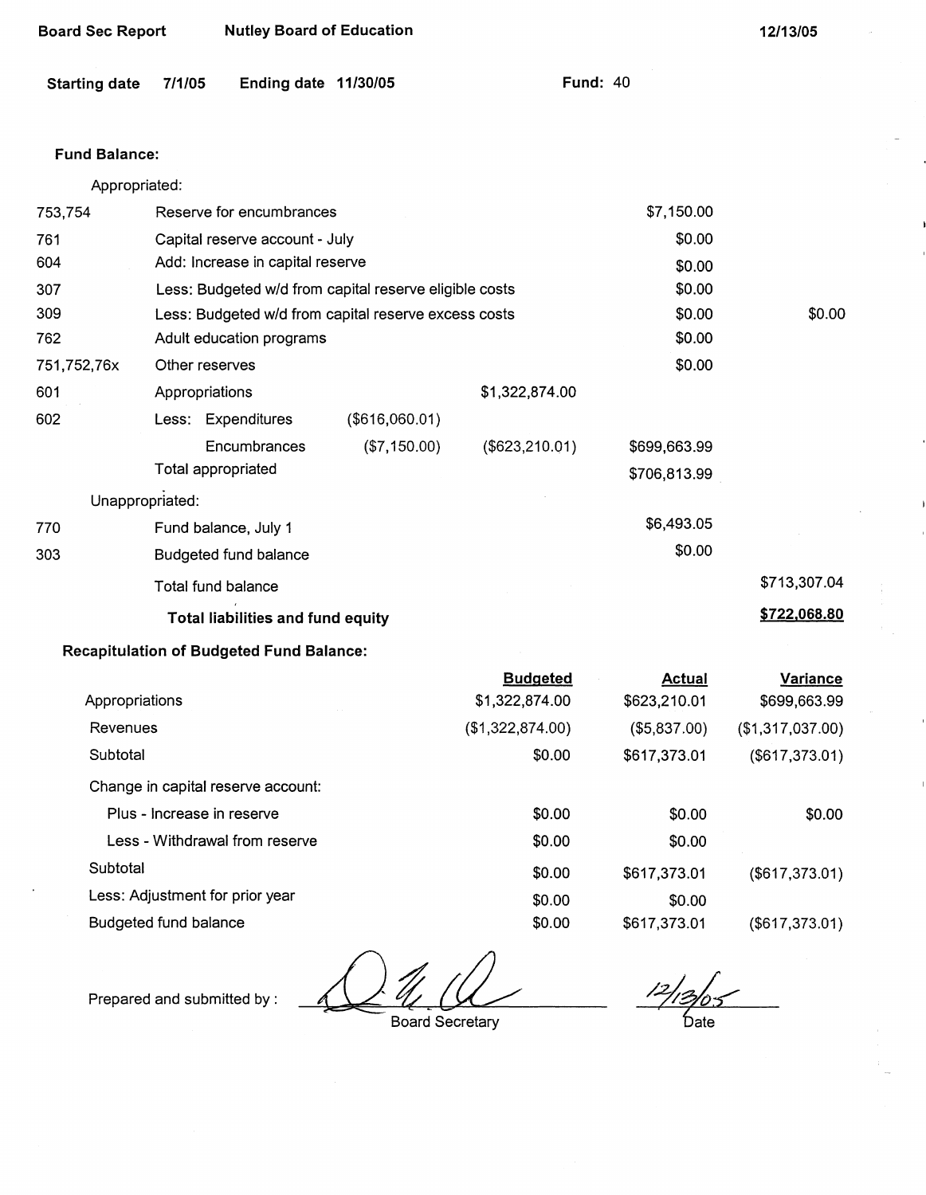**Board Sec Report** **Nutley Board of Education** **12/13/05**

**Starting date** **7/1/05** **Ending date** **11/30/05** **Fund:** 40

**Fund Balance:**

Appropriated:

| | | | | | |
|---|---|---|---|---|---|
| 753,754 | Reserve for encumbrances | | | $7,150.00 | |
| 761 | Capital reserve account - July | | | $0.00 | |
| 604 | Add: Increase in capital reserve | | | $0.00 | |
| 307 | Less: Budgeted w/d from capital reserve eligible costs | | | $0.00 | |
| 309 | Less: Budgeted w/d from capital reserve excess costs | | | $0.00 | $0.00 |
| 762 | Adult education programs | | | $0.00 | |
| 751,752,76x | Other reserves | | | $0.00 | |
| 601 | Appropriations | | $1,322,874.00 | | |
| 602 | Less: Expenditures | ($616,060.01) | | | |
| | Encumbrances | ($7,150.00) | ($623,210.01) | $699,663.99 | |
| | Total appropriated | | | $706,813.99 | |

Unappropriated:

| | | | | | |
|---|---|---|---|---|---|
| 770 | Fund balance, July 1 | | | $6,493.05 | |
| 303 | Budgeted fund balance | | | $0.00 | |
| | Total fund balance | | | | $713,307.04 |
| | **Total liabilities and fund equity** | | | | **$722,068.80** |

**Recapitulation of Budgeted Fund Balance:**

| | Budgeted | Actual | Variance |
|---|---|---|---|
| Appropriations | $1,322,874.00 | $623,210.01 | $699,663.99 |
| Revenues | ($1,322,874.00) | ($5,837.00) | ($1,317,037.00) |
| Subtotal | $0.00 | $617,373.01 | ($617,373.01) |
| Change in capital reserve account: | | | |
| Plus - Increase in reserve | $0.00 | $0.00 | $0.00 |
| Less - Withdrawal from reserve | $0.00 | $0.00 | |
| Subtotal | $0.00 | $617,373.01 | ($617,373.01) |
| Less: Adjustment for prior year | $0.00 | $0.00 | |
| Budgeted fund balance | $0.00 | $617,373.01 | ($617,373.01) |

Prepared and submitted by : _[signature]_ Board Secretary 12/13/05 Date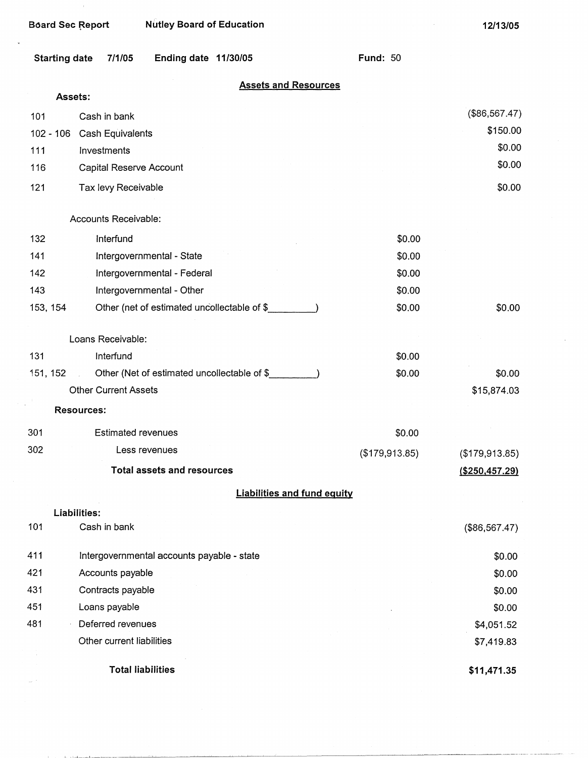Board Sec Report — Nutley Board of Education — 12/13/05

Starting date 7/1/05 — Ending date 11/30/05 — Fund: 50

## Assets and Resources

**Assets:**

| Code | Description | | |
|---|---|---|---|
| 101 | Cash in bank | | ($86,567.47) |
| 102 - 106 | Cash Equivalents | | $150.00 |
| 111 | Investments | | $0.00 |
| 116 | Capital Reserve Account | | $0.00 |
| 121 | Tax levy Receivable | | $0.00 |
| | Accounts Receivable: | | |
| 132 | Interfund | $0.00 | |
| 141 | Intergovernmental - State | $0.00 | |
| 142 | Intergovernmental - Federal | $0.00 | |
| 143 | Intergovernmental - Other | $0.00 | |
| 153, 154 | Other (net of estimated uncollectable of $_________) | $0.00 | $0.00 |
| | Loans Receivable: | | |
| 131 | Interfund | $0.00 | |
| 151, 152 | Other (Net of estimated uncollectable of $_________) | $0.00 | $0.00 |
| | Other Current Assets | | $15,874.03 |
| | **Resources:** | | |
| 301 | Estimated revenues | $0.00 | |
| 302 | Less revenues | ($179,913.85) | ($179,913.85) |
| | **Total assets and resources** | | **($250,457.29)** |

## Liabilities and fund equity

**Liabilities:**

| Code | Description | |
|---|---|---|
| 101 | Cash in bank | ($86,567.47) |
| 411 | Intergovernmental accounts payable - state | $0.00 |
| 421 | Accounts payable | $0.00 |
| 431 | Contracts payable | $0.00 |
| 451 | Loans payable | $0.00 |
| 481 | Deferred revenues | $4,051.52 |
| | Other current liabilities | $7,419.83 |
| | **Total liabilities** | **$11,471.35** |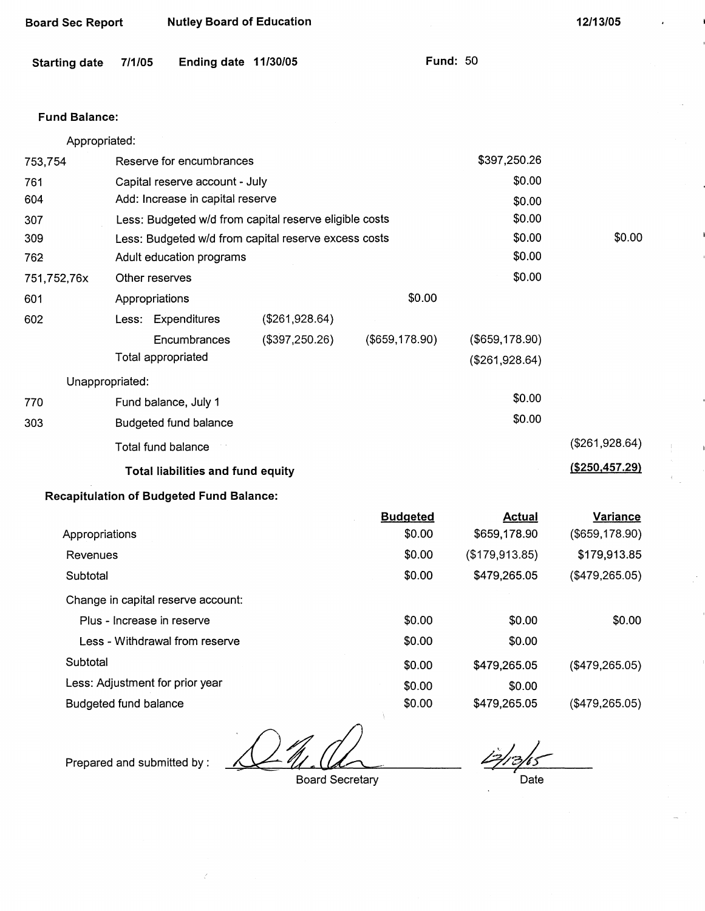**Board Sec Report** **Nutley Board of Education** **12/13/05**

**Starting date** 7/1/05 **Ending date** 11/30/05 **Fund:** 50

**Fund Balance:**

| Code | Description | | | | |
|---|---|---|---|---|---|
| | Appropriated: | | | | |
| 753,754 | Reserve for encumbrances | | | $397,250.26 | |
| 761 | Capital reserve account - July | | | $0.00 | |
| 604 | Add: Increase in capital reserve | | | $0.00 | |
| 307 | Less: Budgeted w/d from capital reserve eligible costs | | | $0.00 | |
| 309 | Less: Budgeted w/d from capital reserve excess costs | | | $0.00 | $0.00 |
| 762 | Adult education programs | | | $0.00 | |
| 751,752,76x | Other reserves | | | $0.00 | |
| 601 | Appropriations | | $0.00 | | |
| 602 | Less: Expenditures | ($261,928.64) | | | |
| | Encumbrances | ($397,250.26) | ($659,178.90) | ($659,178.90) | |
| | Total appropriated | | | ($261,928.64) | |
| | Unappropriated: | | | | |
| 770 | Fund balance, July 1 | | | $0.00 | |
| 303 | Budgeted fund balance | | | $0.00 | |
| | Total fund balance | | | | ($261,928.64) |
| | **Total liabilities and fund equity** | | | | **($250,457.29)** |

**Recapitulation of Budgeted Fund Balance:**

| | Budgeted | Actual | Variance |
|---|---|---|---|
| Appropriations | $0.00 | $659,178.90 | ($659,178.90) |
| Revenues | $0.00 | ($179,913.85) | $179,913.85 |
| Subtotal | $0.00 | $479,265.05 | ($479,265.05) |
| Change in capital reserve account: | | | |
| Plus - Increase in reserve | $0.00 | $0.00 | $0.00 |
| Less - Withdrawal from reserve | $0.00 | $0.00 | |
| Subtotal | $0.00 | $479,265.05 | ($479,265.05) |
| Less: Adjustment for prior year | $0.00 | $0.00 | |
| Budgeted fund balance | $0.00 | $479,265.05 | ($479,265.05) |

Prepared and submitted by : _______________ Board Secretary

12/13/05 Date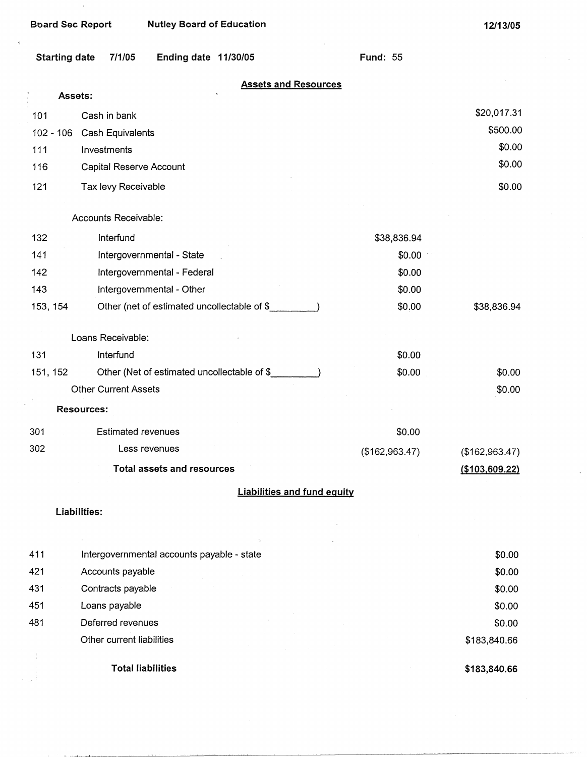Board Sec Report | Nutley Board of Education | 12/13/05

Starting date 7/1/05 | Ending date 11/30/05 | Fund: 55

## Assets and Resources

| | | | |
|---|---|---|---|
| **Assets:** | | | |
| 101 | Cash in bank | | $20,017.31 |
| 102 - 106 | Cash Equivalents | | $500.00 |
| 111 | Investments | | $0.00 |
| 116 | Capital Reserve Account | | $0.00 |
| 121 | Tax levy Receivable | | $0.00 |
| | Accounts Receivable: | | |
| 132 | Interfund | $38,836.94 | |
| 141 | Intergovernmental - State | $0.00 | |
| 142 | Intergovernmental - Federal | $0.00 | |
| 143 | Intergovernmental - Other | $0.00 | |
| 153, 154 | Other (net of estimated uncollectable of $\_\_\_\_\_\_\_\_) | $0.00 | $38,836.94 |
| | Loans Receivable: | | |
| 131 | Interfund | $0.00 | |
| 151, 152 | Other (Net of estimated uncollectable of $\_\_\_\_\_\_\_\_) | $0.00 | $0.00 |
| | Other Current Assets | | $0.00 |
| **Resources:** | | | |
| 301 | Estimated revenues | $0.00 | |
| 302 | Less revenues | ($162,963.47) | ($162,963.47) |
| | **Total assets and resources** | | **($103,609.22)** |

## Liabilities and fund equity

| | | |
|---|---|---|
| **Liabilities:** | | |
| 411 | Intergovernmental accounts payable - state | $0.00 |
| 421 | Accounts payable | $0.00 |
| 431 | Contracts payable | $0.00 |
| 451 | Loans payable | $0.00 |
| 481 | Deferred revenues | $0.00 |
| | Other current liabilities | $183,840.66 |
| | **Total liabilities** | **$183,840.66** |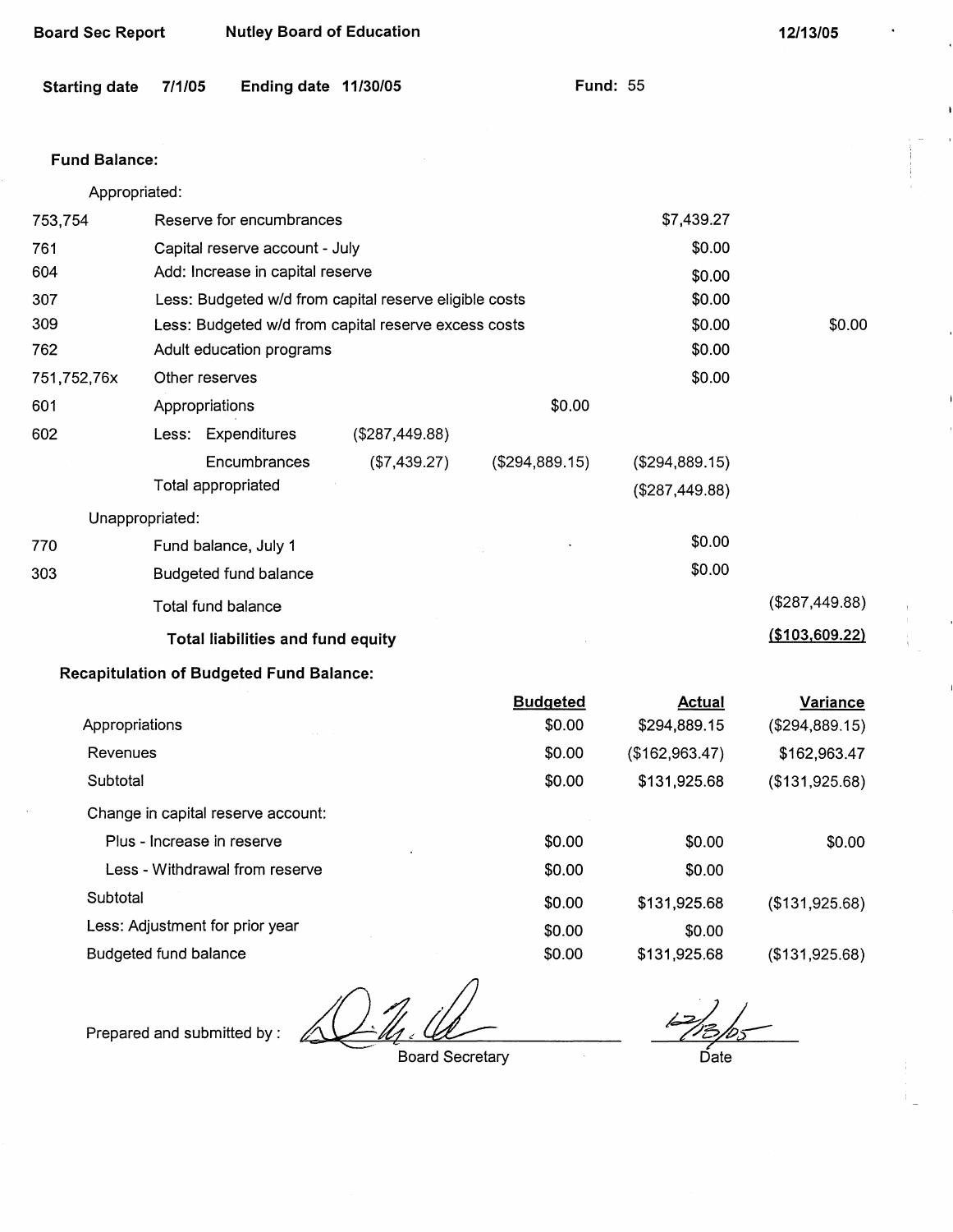Board Sec Report | Nutley Board of Education | 12/13/05

**Starting date** 7/1/05 **Ending date** 11/30/05 **Fund:** 55

**Fund Balance:**

| | | | | | |
|---|---|---|---|---|---|
| | Appropriated: | | | | |
| 753,754 | Reserve for encumbrances | | | $7,439.27 | |
| 761 | Capital reserve account - July | | | $0.00 | |
| 604 | Add: Increase in capital reserve | | | $0.00 | |
| 307 | Less: Budgeted w/d from capital reserve eligible costs | | | $0.00 | |
| 309 | Less: Budgeted w/d from capital reserve excess costs | | | $0.00 | $0.00 |
| 762 | Adult education programs | | | $0.00 | |
| 751,752,76x | Other reserves | | | $0.00 | |
| 601 | Appropriations | | $0.00 | | |
| 602 | Less: Expenditures | ($287,449.88) | | | |
| | Encumbrances | ($7,439.27) | ($294,889.15) | ($294,889.15) | |
| | Total appropriated | | | ($287,449.88) | |
| | Unappropriated: | | | | |
| 770 | Fund balance, July 1 | | | $0.00 | |
| 303 | Budgeted fund balance | | | $0.00 | |
| | Total fund balance | | | | ($287,449.88) |
| | **Total liabilities and fund equity** | | | | **($103,609.22)** |

**Recapitulation of Budgeted Fund Balance:**

| | Budgeted | Actual | Variance |
|---|---|---|---|
| Appropriations | $0.00 | $294,889.15 | ($294,889.15) |
| Revenues | $0.00 | ($162,963.47) | $162,963.47 |
| Subtotal | $0.00 | $131,925.68 | ($131,925.68) |
| Change in capital reserve account: | | | |
| Plus - Increase in reserve | $0.00 | $0.00 | $0.00 |
| Less - Withdrawal from reserve | $0.00 | $0.00 | |
| Subtotal | $0.00 | $131,925.68 | ($131,925.68) |
| Less: Adjustment for prior year | $0.00 | $0.00 | |
| Budgeted fund balance | $0.00 | $131,925.68 | ($131,925.68) |

Prepared and submitted by : [signature]
Board Secretary

12/13/05
Date